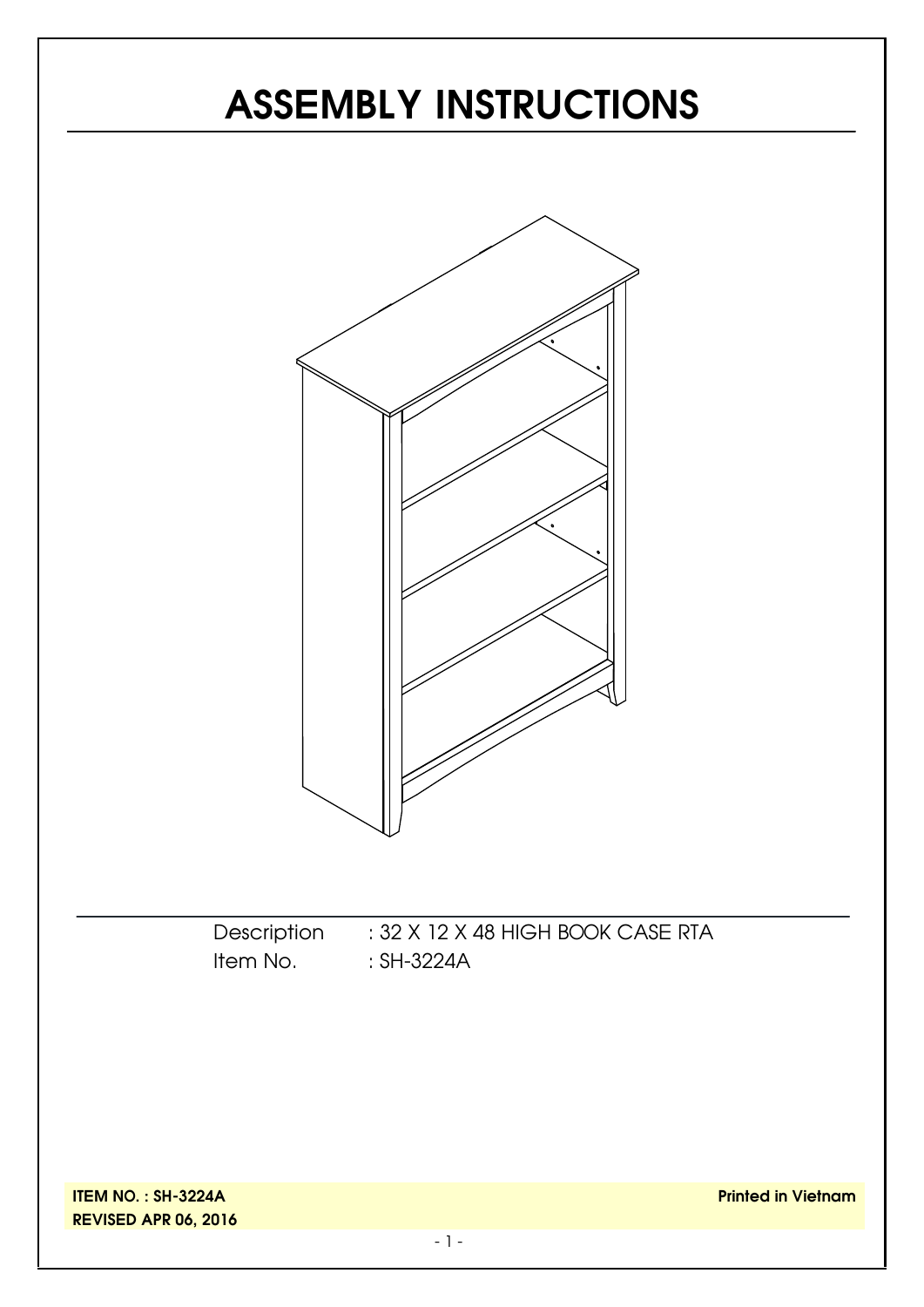# ASSEMBLY INSTRUCTIONS

Description : 32 X 12 X 48 HIGH BOOK CASE RTA
Item No. : SH-3224A

**ITEM NO. : SH-3224A**
**REVISED APR 06, 2016**

**Printed in Vietnam**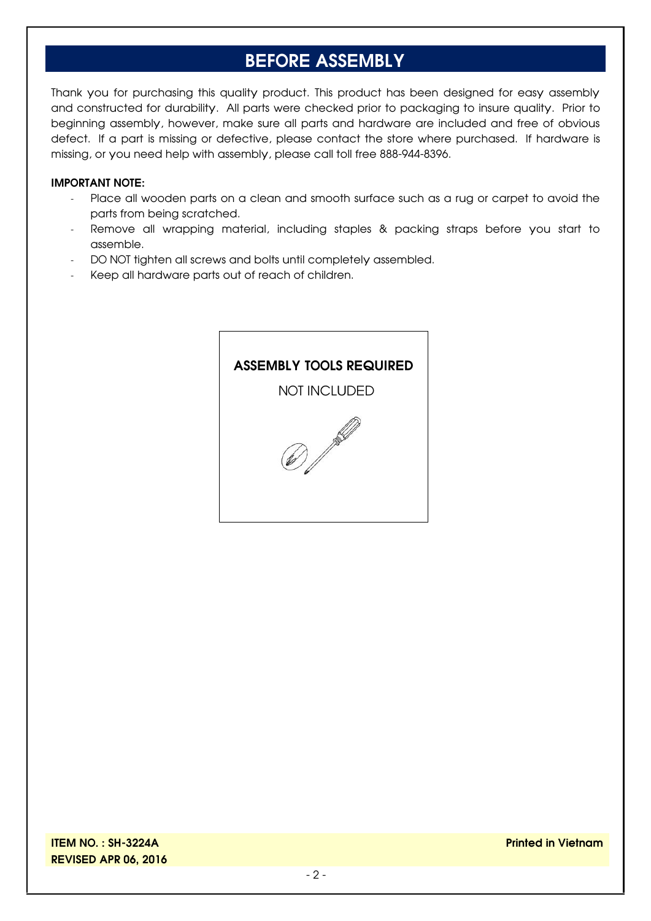# BEFORE ASSEMBLY

Thank you for purchasing this quality product. This product has been designed for easy assembly and constructed for durability. All parts were checked prior to packaging to insure quality. Prior to beginning assembly, however, make sure all parts and hardware are included and free of obvious defect. If a part is missing or defective, please contact the store where purchased. If hardware is missing, or you need help with assembly, please call toll free 888-944-8396.

**IMPORTANT NOTE:**

- Place all wooden parts on a clean and smooth surface such as a rug or carpet to avoid the parts from being scratched.
- Remove all wrapping material, including staples & packing straps before you start to assemble.
- DO NOT tighten all screws and bolts until completely assembled.
- Keep all hardware parts out of reach of children.

**ASSEMBLY TOOLS REQUIRED**

NOT INCLUDED

**ITEM NO. : SH-3224A**
**REVISED APR 06, 2016**

**Printed in Vietnam**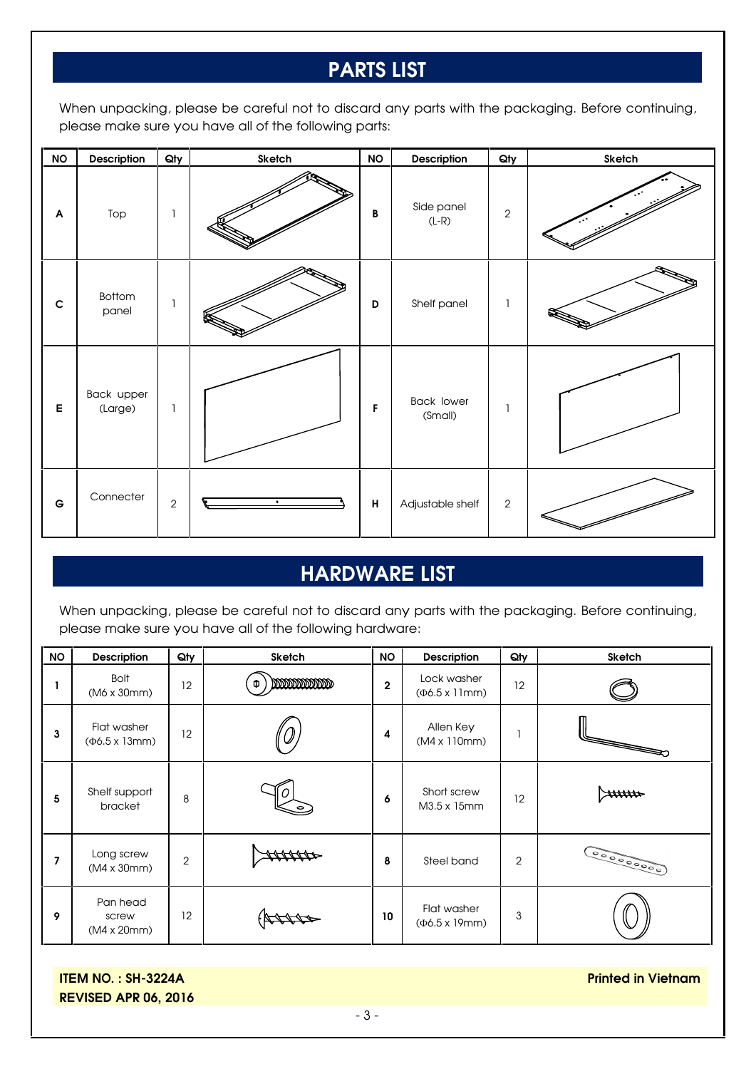## PARTS LIST

When unpacking, please be careful not to discard any parts with the packaging. Before continuing, please make sure you have all of the following parts:

| NO | Description | Qty | Sketch | NO | Description | Qty | Sketch |
|---|---|---|---|---|---|---|---|
| A | Top | 1 | | B | Side panel (L-R) | 2 | |
| C | Bottom panel | 1 | | D | Shelf panel | 1 | |
| E | Back upper (Large) | 1 | | F | Back lower (Small) | 1 | |
| G | Connecter | 2 | | H | Adjustable shelf | 2 | |

## HARDWARE LIST

When unpacking, please be careful not to discard any parts with the packaging. Before continuing, please make sure you have all of the following hardware:

| NO | Description | Qty | Sketch | NO | Description | Qty | Sketch |
|---|---|---|---|---|---|---|---|
| 1 | Bolt (M6 x 30mm) | 12 | | 2 | Lock washer (Φ6.5 x 11mm) | 12 | |
| 3 | Flat washer (Φ6.5 x 13mm) | 12 | | 4 | Allen Key (M4 x 110mm) | 1 | |
| 5 | Shelf support bracket | 8 | | 6 | Short screw M3.5 x 15mm | 12 | |
| 7 | Long screw (M4 x 30mm) | 2 | | 8 | Steel band | 2 | |
| 9 | Pan head screw (M4 x 20mm) | 12 | | 10 | Flat washer (Φ6.5 x 19mm) | 3 | |

**ITEM NO. : SH-3224A**
**REVISED APR 06, 2016**

**Printed in Vietnam**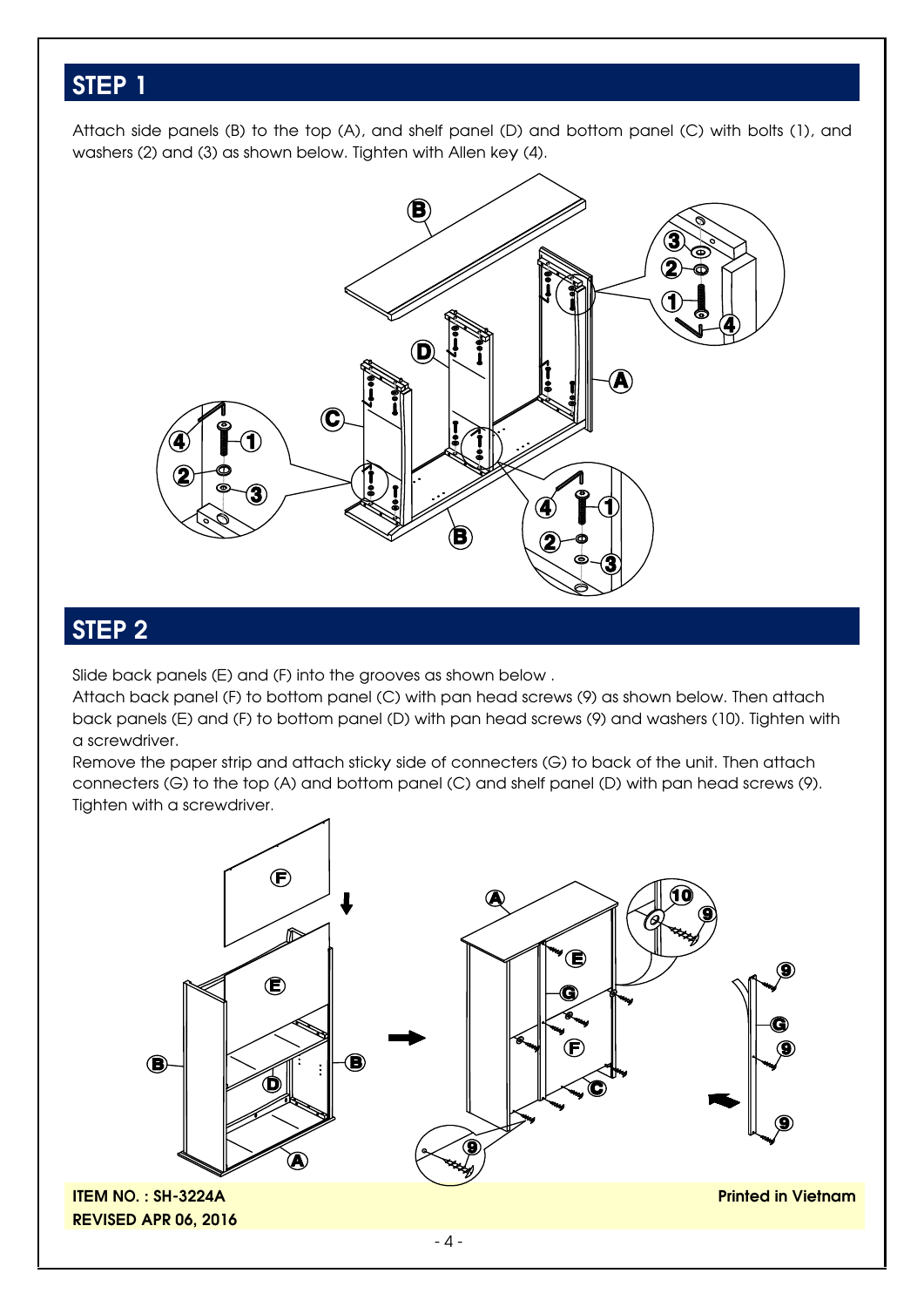## STEP 1

Attach side panels (B) to the top (A), and shelf panel (D) and bottom panel (C) with bolts (1), and washers (2) and (3) as shown below. Tighten with Allen key (4).

## STEP 2

Slide back panels (E) and (F) into the grooves as shown below .

Attach back panel (F) to bottom panel (C) with pan head screws (9) as shown below. Then attach back panels (E) and (F) to bottom panel (D) with pan head screws (9) and washers (10). Tighten with a screwdriver.

Remove the paper strip and attach sticky side of connecters (G) to back of the unit. Then attach connecters (G) to the top (A) and bottom panel (C) and shelf panel (D) with pan head screws (9). Tighten with a screwdriver.

**ITEM NO. : SH-3224A**
**REVISED APR 06, 2016**

**Printed in Vietnam**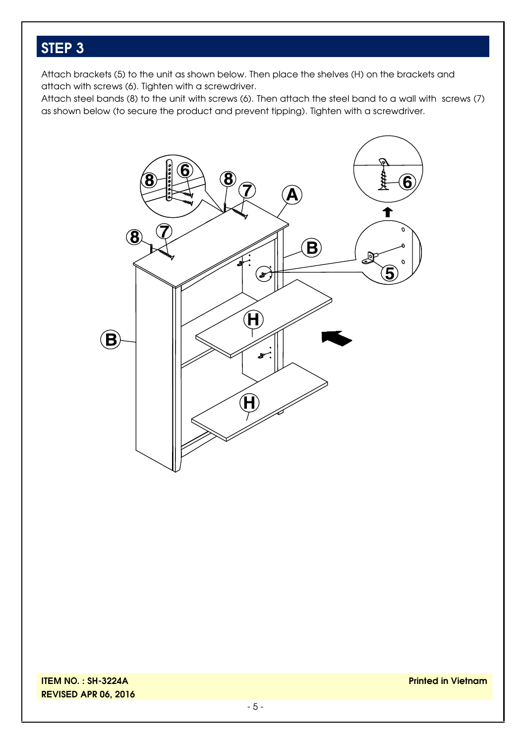## STEP 3

Attach brackets (5) to the unit as shown below. Then place the shelves (H) on the brackets and attach with screws (6). Tighten with a screwdriver.
Attach steel bands (8) to the unit with screws (6). Then attach the steel band to a wall with screws (7) as shown below (to secure the product and prevent tipping). Tighten with a screwdriver.

8
6
8
7
A
8
7
6
B
5
H
B
H

**ITEM NO. : SH-3224A**
**REVISED APR 06, 2016**

**Printed in Vietnam**